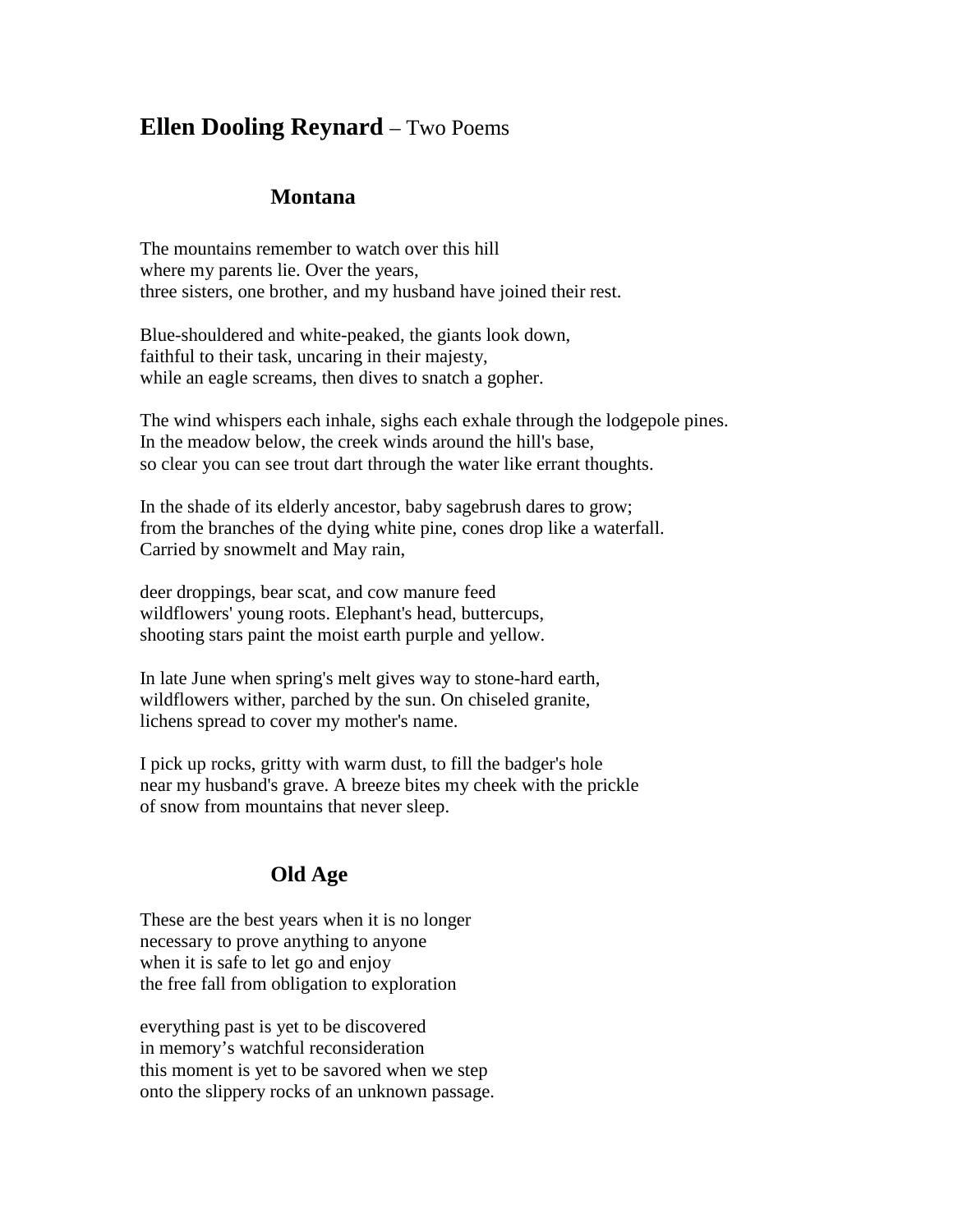## **Ellen Dooling Reynard** – Two Poems

### Montana

The mountains remember to watch over this hill  
where my parents lie. Over the years,  
three sisters, one brother, and my husband have joined their rest.

Blue-shouldered and white-peaked, the giants look down,  
faithful to their task, uncaring in their majesty,  
while an eagle screams, then dives to snatch a gopher.

The wind whispers each inhale, sighs each exhale through the lodgepole pines.  
In the meadow below, the creek winds around the hill's base,  
so clear you can see trout dart through the water like errant thoughts.

In the shade of its elderly ancestor, baby sagebrush dares to grow;  
from the branches of the dying white pine, cones drop like a waterfall.  
Carried by snowmelt and May rain,

deer droppings, bear scat, and cow manure feed  
wildflowers' young roots. Elephant's head, buttercups,  
shooting stars paint the moist earth purple and yellow.

In late June when spring's melt gives way to stone-hard earth,  
wildflowers wither, parched by the sun. On chiseled granite,  
lichens spread to cover my mother's name.

I pick up rocks, gritty with warm dust, to fill the badger's hole  
near my husband's grave. A breeze bites my cheek with the prickle  
of snow from mountains that never sleep.

### Old Age

These are the best years when it is no longer  
necessary to prove anything to anyone  
when it is safe to let go and enjoy  
the free fall from obligation to exploration

everything past is yet to be discovered  
in memory's watchful reconsideration  
this moment is yet to be savored when we step  
onto the slippery rocks of an unknown passage.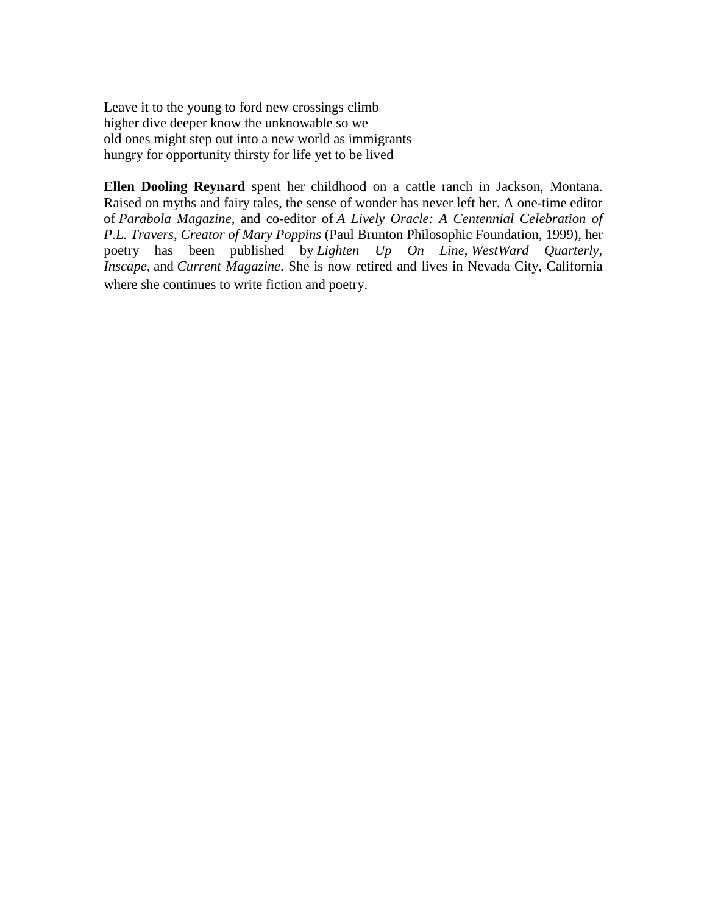Leave it to the young to ford new crossings climb  
higher dive deeper know the unknowable so we  
old ones might step out into a new world as immigrants  
hungry for opportunity thirsty for life yet to be lived

**Ellen Dooling Reynard** spent her childhood on a cattle ranch in Jackson, Montana. Raised on myths and fairy tales, the sense of wonder has never left her. A one-time editor of *Parabola Magazine*, and co-editor of *A Lively Oracle: A Centennial Celebration of P.L. Travers, Creator of Mary Poppins* (Paul Brunton Philosophic Foundation, 1999), her poetry has been published by *Lighten Up On Line*, *WestWard Quarterly*, *Inscape*, and *Current Magazine*. She is now retired and lives in Nevada City, California where she continues to write fiction and poetry.